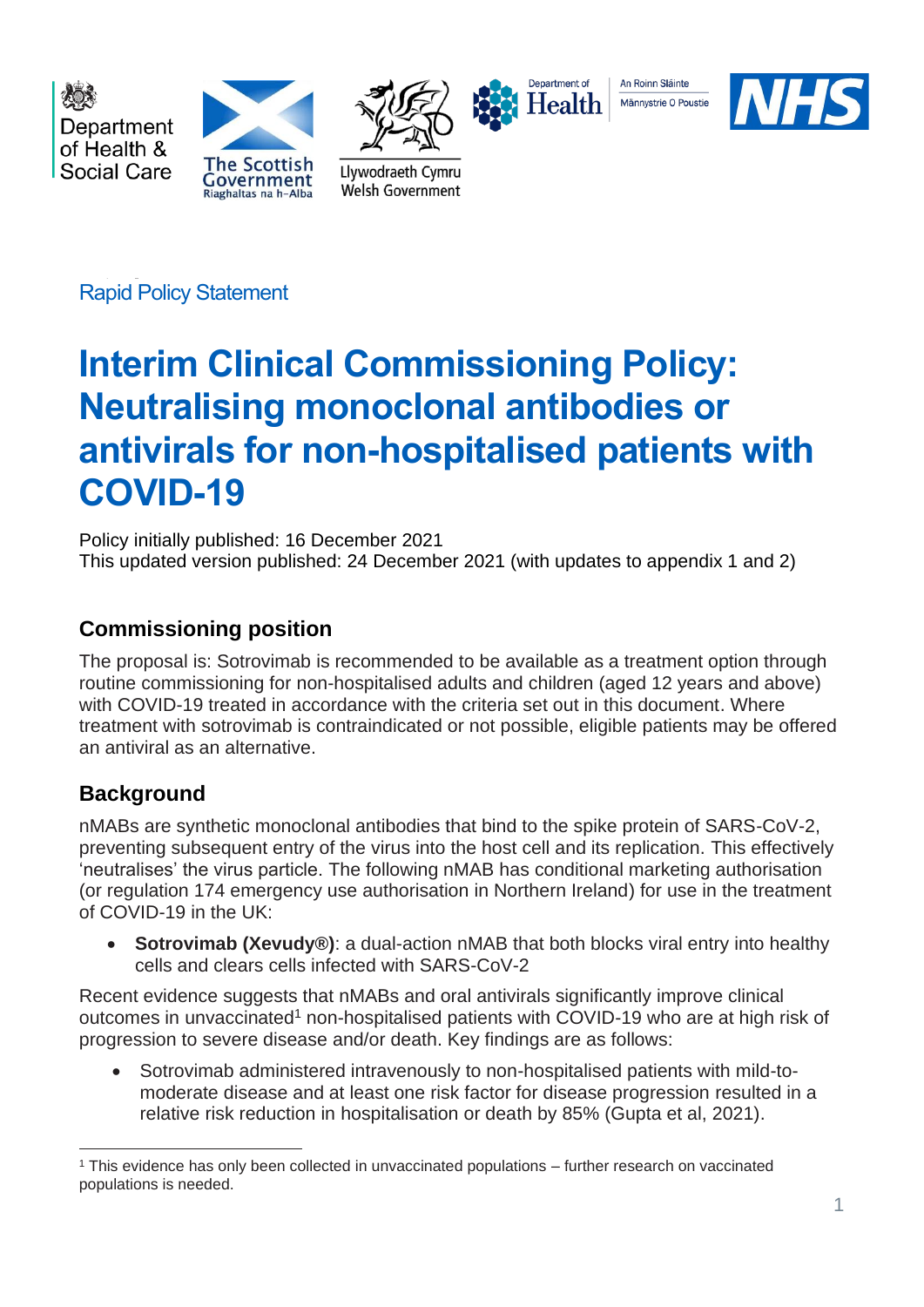Rapid Policy Statement

# Interim Clinical Commissioning Policy: Neutralising monoclonal antibodies or antivirals for non-hospitalised patients with COVID-19

Policy initially published: 16 December 2021
This updated version published: 24 December 2021 (with updates to appendix 1 and 2)

## Commissioning position

The proposal is: Sotrovimab is recommended to be available as a treatment option through routine commissioning for non-hospitalised adults and children (aged 12 years and above) with COVID-19 treated in accordance with the criteria set out in this document. Where treatment with sotrovimab is contraindicated or not possible, eligible patients may be offered an antiviral as an alternative.

## Background

nMABs are synthetic monoclonal antibodies that bind to the spike protein of SARS-CoV-2, preventing subsequent entry of the virus into the host cell and its replication. This effectively 'neutralises' the virus particle. The following nMAB has conditional marketing authorisation (or regulation 174 emergency use authorisation in Northern Ireland) for use in the treatment of COVID-19 in the UK:

- **Sotrovimab (Xevudy®)**: a dual-action nMAB that both blocks viral entry into healthy cells and clears cells infected with SARS-CoV-2

Recent evidence suggests that nMABs and oral antivirals significantly improve clinical outcomes in unvaccinated[1] non-hospitalised patients with COVID-19 who are at high risk of progression to severe disease and/or death. Key findings are as follows:

- Sotrovimab administered intravenously to non-hospitalised patients with mild-to-moderate disease and at least one risk factor for disease progression resulted in a relative risk reduction in hospitalisation or death by 85% (Gupta et al, 2021).

[1] This evidence has only been collected in unvaccinated populations – further research on vaccinated populations is needed.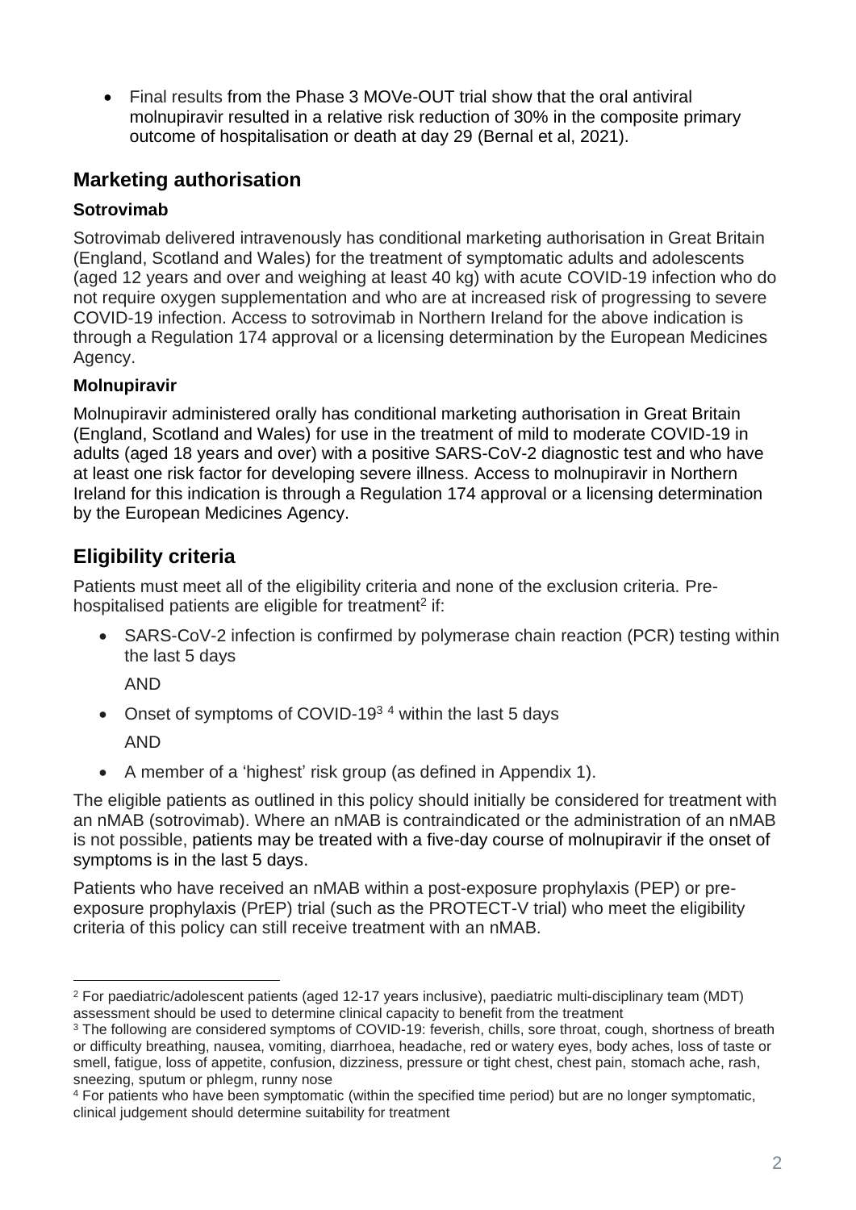- Final results from the Phase 3 MOVe-OUT trial show that the oral antiviral molnupiravir resulted in a relative risk reduction of 30% in the composite primary outcome of hospitalisation or death at day 29 (Bernal et al, 2021).

## Marketing authorisation

### Sotrovimab

Sotrovimab delivered intravenously has conditional marketing authorisation in Great Britain (England, Scotland and Wales) for the treatment of symptomatic adults and adolescents (aged 12 years and over and weighing at least 40 kg) with acute COVID-19 infection who do not require oxygen supplementation and who are at increased risk of progressing to severe COVID-19 infection. Access to sotrovimab in Northern Ireland for the above indication is through a Regulation 174 approval or a licensing determination by the European Medicines Agency.

### Molnupiravir

Molnupiravir administered orally has conditional marketing authorisation in Great Britain (England, Scotland and Wales) for use in the treatment of mild to moderate COVID-19 in adults (aged 18 years and over) with a positive SARS-CoV-2 diagnostic test and who have at least one risk factor for developing severe illness. Access to molnupiravir in Northern Ireland for this indication is through a Regulation 174 approval or a licensing determination by the European Medicines Agency.

## Eligibility criteria

Patients must meet all of the eligibility criteria and none of the exclusion criteria. Pre-hospitalised patients are eligible for treatment[2] if:

- SARS-CoV-2 infection is confirmed by polymerase chain reaction (PCR) testing within the last 5 days

  AND

- Onset of symptoms of COVID-19[3] [4] within the last 5 days

  AND

- A member of a 'highest' risk group (as defined in Appendix 1).

The eligible patients as outlined in this policy should initially be considered for treatment with an nMAB (sotrovimab). Where an nMAB is contraindicated or the administration of an nMAB is not possible, patients may be treated with a five-day course of molnupiravir if the onset of symptoms is in the last 5 days.

Patients who have received an nMAB within a post-exposure prophylaxis (PEP) or pre-exposure prophylaxis (PrEP) trial (such as the PROTECT-V trial) who meet the eligibility criteria of this policy can still receive treatment with an nMAB.

---

[2] For paediatric/adolescent patients (aged 12-17 years inclusive), paediatric multi-disciplinary team (MDT) assessment should be used to determine clinical capacity to benefit from the treatment

[3] The following are considered symptoms of COVID-19: feverish, chills, sore throat, cough, shortness of breath or difficulty breathing, nausea, vomiting, diarrhoea, headache, red or watery eyes, body aches, loss of taste or smell, fatigue, loss of appetite, confusion, dizziness, pressure or tight chest, chest pain, stomach ache, rash, sneezing, sputum or phlegm, runny nose

[4] For patients who have been symptomatic (within the specified time period) but are no longer symptomatic, clinical judgement should determine suitability for treatment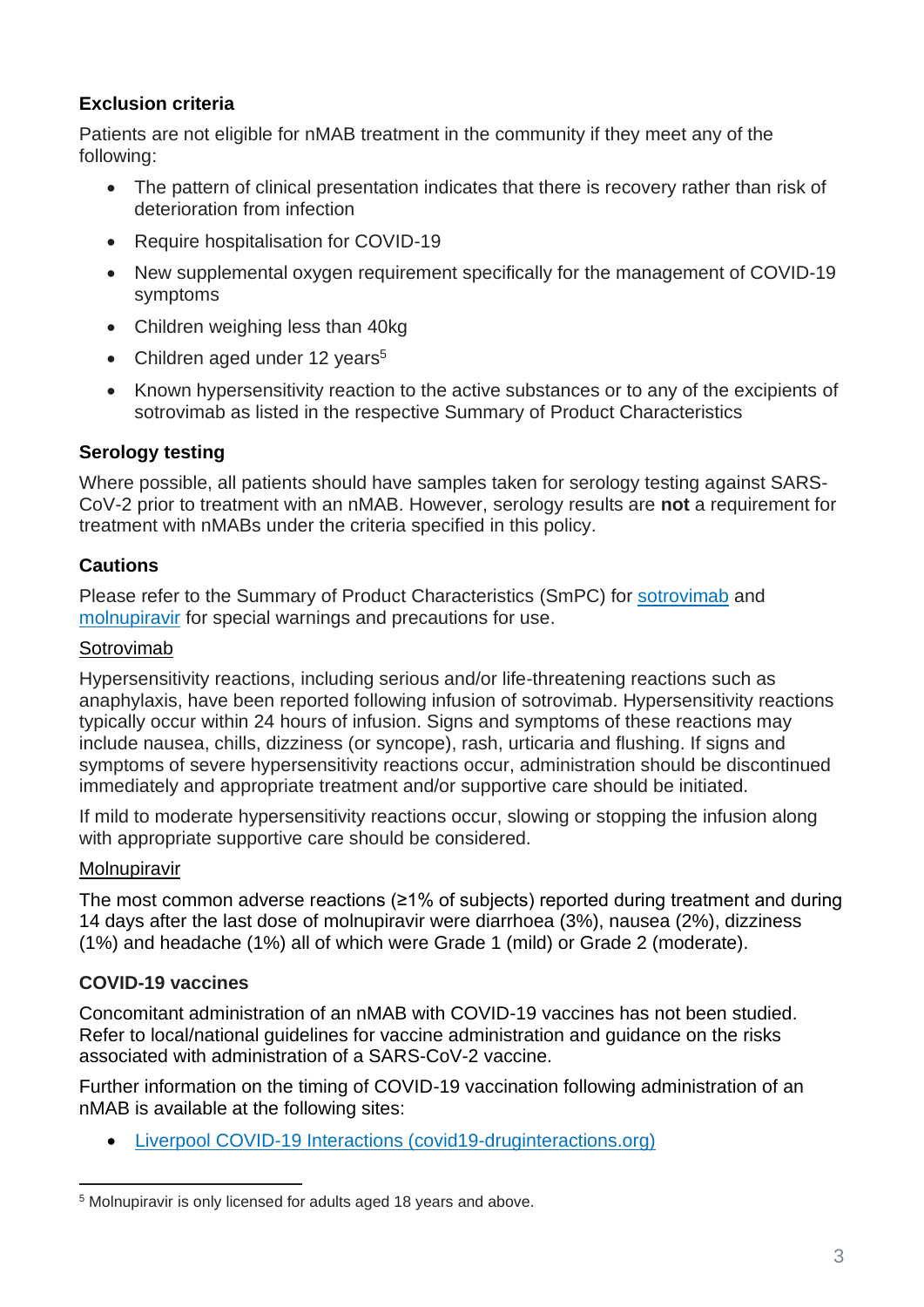### Exclusion criteria

Patients are not eligible for nMAB treatment in the community if they meet any of the following:

- The pattern of clinical presentation indicates that there is recovery rather than risk of deterioration from infection
- Require hospitalisation for COVID-19
- New supplemental oxygen requirement specifically for the management of COVID-19 symptoms
- Children weighing less than 40kg
- Children aged under 12 years[5]
- Known hypersensitivity reaction to the active substances or to any of the excipients of sotrovimab as listed in the respective Summary of Product Characteristics

### Serology testing

Where possible, all patients should have samples taken for serology testing against SARS-CoV-2 prior to treatment with an nMAB. However, serology results are **not** a requirement for treatment with nMABs under the criteria specified in this policy.

### Cautions

Please refer to the Summary of Product Characteristics (SmPC) for sotrovimab and molnupiravir for special warnings and precautions for use.

Sotrovimab

Hypersensitivity reactions, including serious and/or life-threatening reactions such as anaphylaxis, have been reported following infusion of sotrovimab. Hypersensitivity reactions typically occur within 24 hours of infusion. Signs and symptoms of these reactions may include nausea, chills, dizziness (or syncope), rash, urticaria and flushing. If signs and symptoms of severe hypersensitivity reactions occur, administration should be discontinued immediately and appropriate treatment and/or supportive care should be initiated.

If mild to moderate hypersensitivity reactions occur, slowing or stopping the infusion along with appropriate supportive care should be considered.

Molnupiravir

The most common adverse reactions (≥1% of subjects) reported during treatment and during 14 days after the last dose of molnupiravir were diarrhoea (3%), nausea (2%), dizziness (1%) and headache (1%) all of which were Grade 1 (mild) or Grade 2 (moderate).

### COVID-19 vaccines

Concomitant administration of an nMAB with COVID-19 vaccines has not been studied. Refer to local/national guidelines for vaccine administration and guidance on the risks associated with administration of a SARS-CoV-2 vaccine.

Further information on the timing of COVID-19 vaccination following administration of an nMAB is available at the following sites:

- Liverpool COVID-19 Interactions (covid19-druginteractions.org)

---

[5] Molnupiravir is only licensed for adults aged 18 years and above.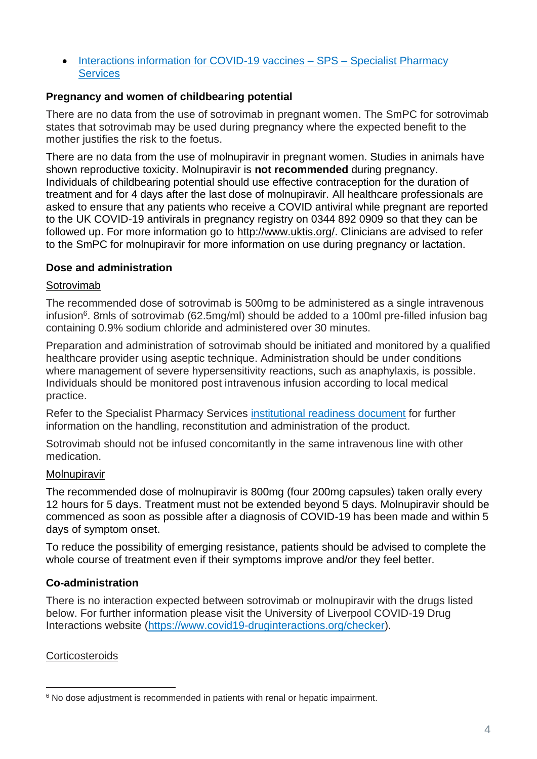- [Interactions information for COVID-19 vaccines – SPS – Specialist Pharmacy Services](#)

**Pregnancy and women of childbearing potential**

There are no data from the use of sotrovimab in pregnant women. The SmPC for sotrovimab states that sotrovimab may be used during pregnancy where the expected benefit to the mother justifies the risk to the foetus.

There are no data from the use of molnupiravir in pregnant women. Studies in animals have shown reproductive toxicity. Molnupiravir is **not recommended** during pregnancy. Individuals of childbearing potential should use effective contraception for the duration of treatment and for 4 days after the last dose of molnupiravir. All healthcare professionals are asked to ensure that any patients who receive a COVID antiviral while pregnant are reported to the UK COVID-19 antivirals in pregnancy registry on 0344 892 0909 so that they can be followed up. For more information go to http://www.uktis.org/. Clinicians are advised to refer to the SmPC for molnupiravir for more information on use during pregnancy or lactation.

**Dose and administration**

Sotrovimab

The recommended dose of sotrovimab is 500mg to be administered as a single intravenous infusion[6]. 8mls of sotrovimab (62.5mg/ml) should be added to a 100ml pre-filled infusion bag containing 0.9% sodium chloride and administered over 30 minutes.

Preparation and administration of sotrovimab should be initiated and monitored by a qualified healthcare provider using aseptic technique. Administration should be under conditions where management of severe hypersensitivity reactions, such as anaphylaxis, is possible. Individuals should be monitored post intravenous infusion according to local medical practice.

Refer to the Specialist Pharmacy Services [institutional readiness document](#) for further information on the handling, reconstitution and administration of the product.

Sotrovimab should not be infused concomitantly in the same intravenous line with other medication.

Molnupiravir

The recommended dose of molnupiravir is 800mg (four 200mg capsules) taken orally every 12 hours for 5 days. Treatment must not be extended beyond 5 days. Molnupiravir should be commenced as soon as possible after a diagnosis of COVID-19 has been made and within 5 days of symptom onset.

To reduce the possibility of emerging resistance, patients should be advised to complete the whole course of treatment even if their symptoms improve and/or they feel better.

**Co-administration**

There is no interaction expected between sotrovimab or molnupiravir with the drugs listed below. For further information please visit the University of Liverpool COVID-19 Drug Interactions website (https://www.covid19-druginteractions.org/checker).

Corticosteroids

[6] No dose adjustment is recommended in patients with renal or hepatic impairment.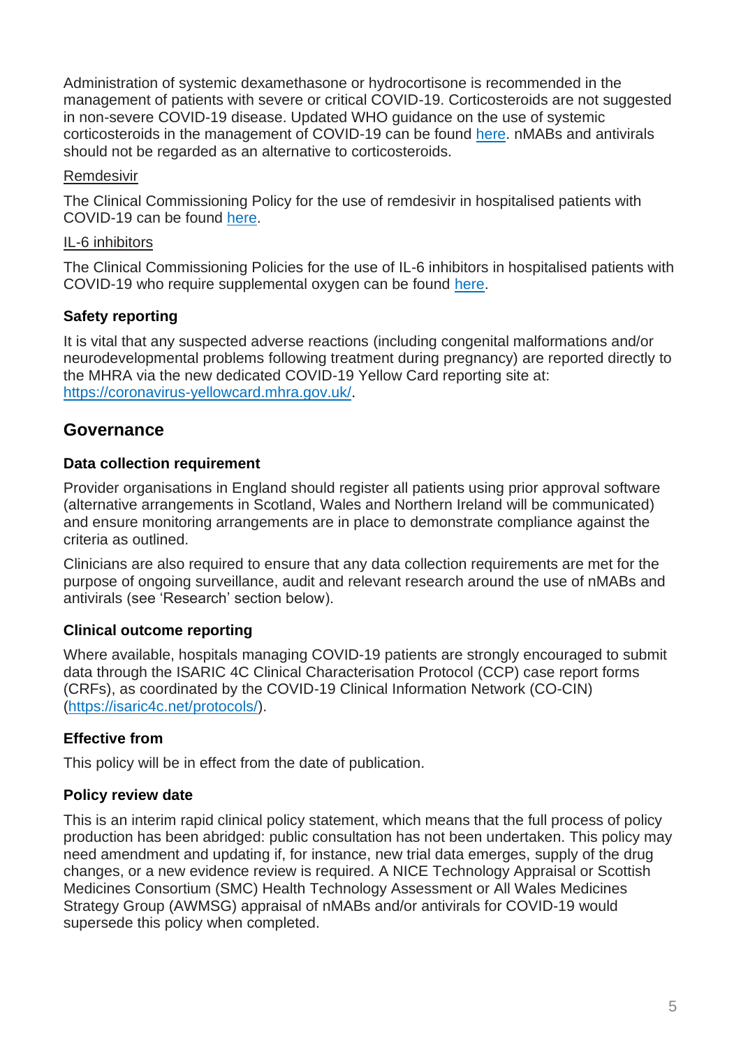Administration of systemic dexamethasone or hydrocortisone is recommended in the management of patients with severe or critical COVID-19. Corticosteroids are not suggested in non-severe COVID-19 disease. Updated WHO guidance on the use of systemic corticosteroids in the management of COVID-19 can be found here. nMABs and antivirals should not be regarded as an alternative to corticosteroids.

Remdesivir

The Clinical Commissioning Policy for the use of remdesivir in hospitalised patients with COVID-19 can be found here.

IL-6 inhibitors

The Clinical Commissioning Policies for the use of IL-6 inhibitors in hospitalised patients with COVID-19 who require supplemental oxygen can be found here.

### Safety reporting

It is vital that any suspected adverse reactions (including congenital malformations and/or neurodevelopmental problems following treatment during pregnancy) are reported directly to the MHRA via the new dedicated COVID-19 Yellow Card reporting site at: https://coronavirus-yellowcard.mhra.gov.uk/.

## Governance

### Data collection requirement

Provider organisations in England should register all patients using prior approval software (alternative arrangements in Scotland, Wales and Northern Ireland will be communicated) and ensure monitoring arrangements are in place to demonstrate compliance against the criteria as outlined.

Clinicians are also required to ensure that any data collection requirements are met for the purpose of ongoing surveillance, audit and relevant research around the use of nMABs and antivirals (see 'Research' section below).

### Clinical outcome reporting

Where available, hospitals managing COVID-19 patients are strongly encouraged to submit data through the ISARIC 4C Clinical Characterisation Protocol (CCP) case report forms (CRFs), as coordinated by the COVID-19 Clinical Information Network (CO-CIN) (https://isaric4c.net/protocols/).

### Effective from

This policy will be in effect from the date of publication.

### Policy review date

This is an interim rapid clinical policy statement, which means that the full process of policy production has been abridged: public consultation has not been undertaken. This policy may need amendment and updating if, for instance, new trial data emerges, supply of the drug changes, or a new evidence review is required. A NICE Technology Appraisal or Scottish Medicines Consortium (SMC) Health Technology Assessment or All Wales Medicines Strategy Group (AWMSG) appraisal of nMABs and/or antivirals for COVID-19 would supersede this policy when completed.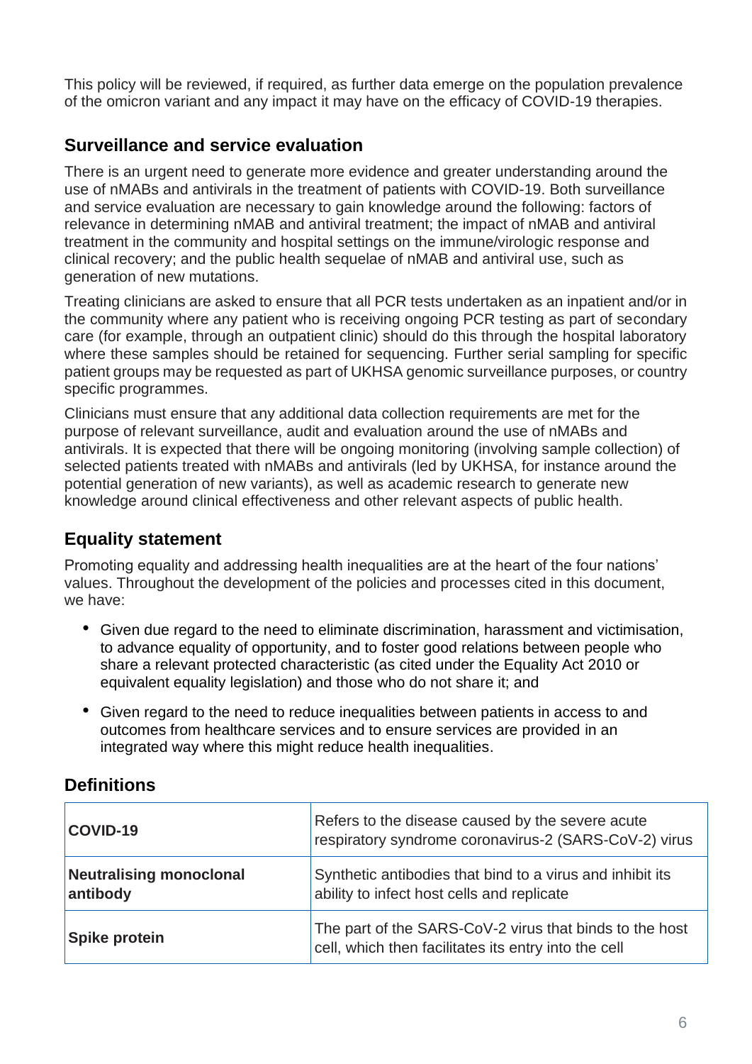This policy will be reviewed, if required, as further data emerge on the population prevalence of the omicron variant and any impact it may have on the efficacy of COVID-19 therapies.

## Surveillance and service evaluation

There is an urgent need to generate more evidence and greater understanding around the use of nMABs and antivirals in the treatment of patients with COVID-19. Both surveillance and service evaluation are necessary to gain knowledge around the following: factors of relevance in determining nMAB and antiviral treatment; the impact of nMAB and antiviral treatment in the community and hospital settings on the immune/virologic response and clinical recovery; and the public health sequelae of nMAB and antiviral use, such as generation of new mutations.

Treating clinicians are asked to ensure that all PCR tests undertaken as an inpatient and/or in the community where any patient who is receiving ongoing PCR testing as part of secondary care (for example, through an outpatient clinic) should do this through the hospital laboratory where these samples should be retained for sequencing. Further serial sampling for specific patient groups may be requested as part of UKHSA genomic surveillance purposes, or country specific programmes.

Clinicians must ensure that any additional data collection requirements are met for the purpose of relevant surveillance, audit and evaluation around the use of nMABs and antivirals. It is expected that there will be ongoing monitoring (involving sample collection) of selected patients treated with nMABs and antivirals (led by UKHSA, for instance around the potential generation of new variants), as well as academic research to generate new knowledge around clinical effectiveness and other relevant aspects of public health.

## Equality statement

Promoting equality and addressing health inequalities are at the heart of the four nations' values. Throughout the development of the policies and processes cited in this document, we have:

- Given due regard to the need to eliminate discrimination, harassment and victimisation, to advance equality of opportunity, and to foster good relations between people who share a relevant protected characteristic (as cited under the Equality Act 2010 or equivalent equality legislation) and those who do not share it; and
- Given regard to the need to reduce inequalities between patients in access to and outcomes from healthcare services and to ensure services are provided in an integrated way where this might reduce health inequalities.

## Definitions

| Term | Definition |
|---|---|
| **COVID-19** | Refers to the disease caused by the severe acute respiratory syndrome coronavirus-2 (SARS-CoV-2) virus |
| **Neutralising monoclonal antibody** | Synthetic antibodies that bind to a virus and inhibit its ability to infect host cells and replicate |
| **Spike protein** | The part of the SARS-CoV-2 virus that binds to the host cell, which then facilitates its entry into the cell |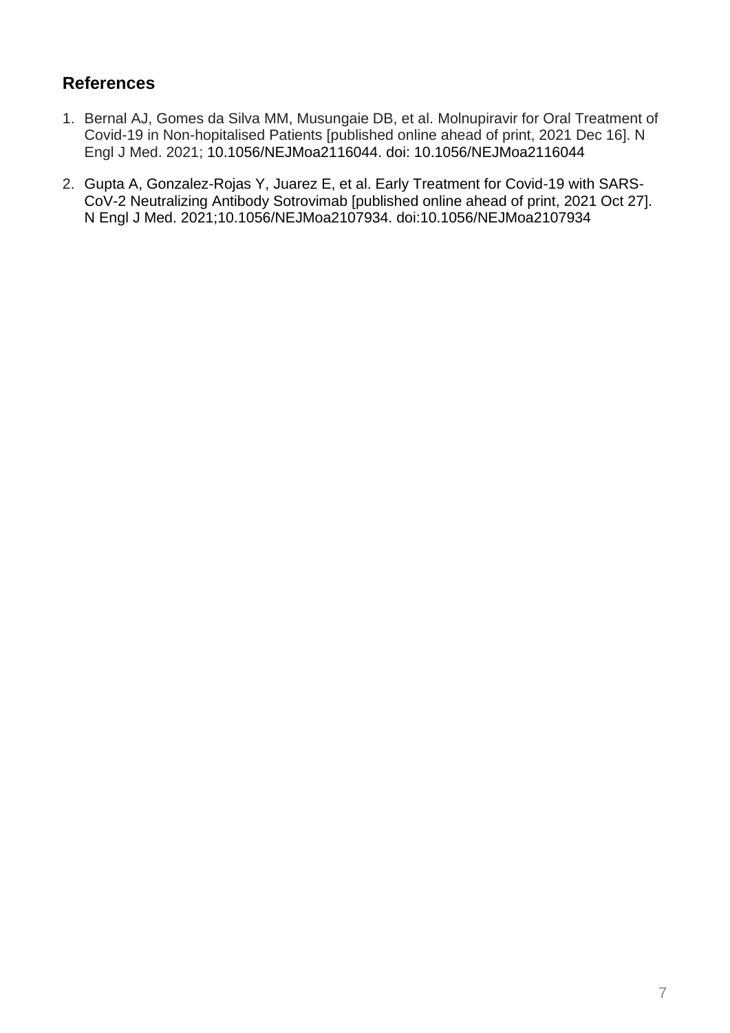## References

1. Bernal AJ, Gomes da Silva MM, Musungaie DB, et al. Molnupiravir for Oral Treatment of Covid-19 in Non-hopitalised Patients [published online ahead of print, 2021 Dec 16]. N Engl J Med. 2021; 10.1056/NEJMoa2116044. doi: 10.1056/NEJMoa2116044
2. Gupta A, Gonzalez-Rojas Y, Juarez E, et al. Early Treatment for Covid-19 with SARS-CoV-2 Neutralizing Antibody Sotrovimab [published online ahead of print, 2021 Oct 27]. N Engl J Med. 2021;10.1056/NEJMoa2107934. doi:10.1056/NEJMoa2107934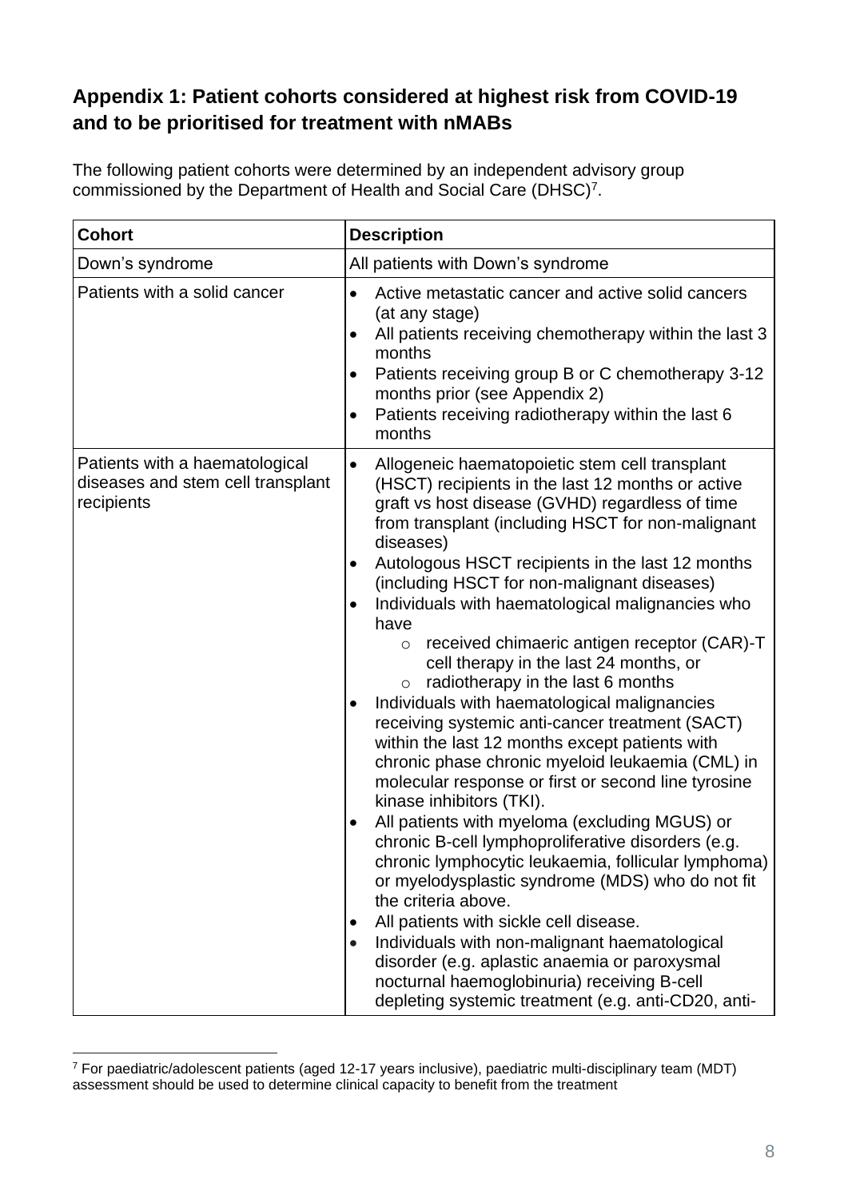## Appendix 1: Patient cohorts considered at highest risk from COVID-19 and to be prioritised for treatment with nMABs

The following patient cohorts were determined by an independent advisory group commissioned by the Department of Health and Social Care (DHSC)[7].

| Cohort | Description |
|---|---|
| Down's syndrome | All patients with Down's syndrome |
| Patients with a solid cancer | • Active metastatic cancer and active solid cancers (at any stage)<br>• All patients receiving chemotherapy within the last 3 months<br>• Patients receiving group B or C chemotherapy 3-12 months prior (see Appendix 2)<br>• Patients receiving radiotherapy within the last 6 months |
| Patients with a haematological diseases and stem cell transplant recipients | • Allogeneic haematopoietic stem cell transplant (HSCT) recipients in the last 12 months or active graft vs host disease (GVHD) regardless of time from transplant (including HSCT for non-malignant diseases)<br>• Autologous HSCT recipients in the last 12 months (including HSCT for non-malignant diseases)<br>• Individuals with haematological malignancies who have<br>&nbsp;&nbsp;&nbsp;&nbsp;○ received chimaeric antigen receptor (CAR)-T cell therapy in the last 24 months, or<br>&nbsp;&nbsp;&nbsp;&nbsp;○ radiotherapy in the last 6 months<br>• Individuals with haematological malignancies receiving systemic anti-cancer treatment (SACT) within the last 12 months except patients with chronic phase chronic myeloid leukaemia (CML) in molecular response or first or second line tyrosine kinase inhibitors (TKI).<br>• All patients with myeloma (excluding MGUS) or chronic B-cell lymphoproliferative disorders (e.g. chronic lymphocytic leukaemia, follicular lymphoma) or myelodysplastic syndrome (MDS) who do not fit the criteria above.<br>• All patients with sickle cell disease.<br>• Individuals with non-malignant haematological disorder (e.g. aplastic anaemia or paroxysmal nocturnal haemoglobinuria) receiving B-cell depleting systemic treatment (e.g. anti-CD20, anti- |

[7] For paediatric/adolescent patients (aged 12-17 years inclusive), paediatric multi-disciplinary team (MDT) assessment should be used to determine clinical capacity to benefit from the treatment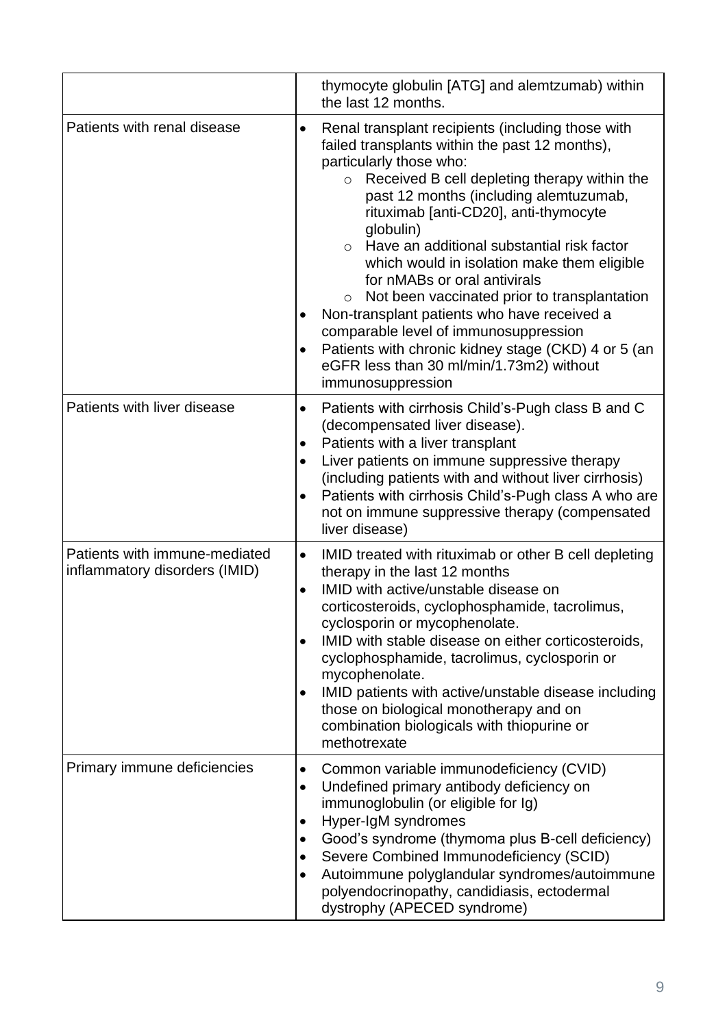| | |
|---|---|
| | thymocyte globulin [ATG] and alemtzumab) within the last 12 months. |
| Patients with renal disease | • Renal transplant recipients (including those with failed transplants within the past 12 months), particularly those who:<br>&nbsp;&nbsp;&nbsp;&nbsp;○ Received B cell depleting therapy within the past 12 months (including alemtuzumab, rituximab [anti-CD20], anti-thymocyte globulin)<br>&nbsp;&nbsp;&nbsp;&nbsp;○ Have an additional substantial risk factor which would in isolation make them eligible for nMABs or oral antivirals<br>&nbsp;&nbsp;&nbsp;&nbsp;○ Not been vaccinated prior to transplantation<br>• Non-transplant patients who have received a comparable level of immunosuppression<br>• Patients with chronic kidney stage (CKD) 4 or 5 (an eGFR less than 30 ml/min/1.73m2) without immunosuppression |
| Patients with liver disease | • Patients with cirrhosis Child's-Pugh class B and C (decompensated liver disease).<br>• Patients with a liver transplant<br>• Liver patients on immune suppressive therapy (including patients with and without liver cirrhosis)<br>• Patients with cirrhosis Child's-Pugh class A who are not on immune suppressive therapy (compensated liver disease) |
| Patients with immune-mediated inflammatory disorders (IMID) | • IMID treated with rituximab or other B cell depleting therapy in the last 12 months<br>• IMID with active/unstable disease on corticosteroids, cyclophosphamide, tacrolimus, cyclosporin or mycophenolate.<br>• IMID with stable disease on either corticosteroids, cyclophosphamide, tacrolimus, cyclosporin or mycophenolate.<br>• IMID patients with active/unstable disease including those on biological monotherapy and on combination biologicals with thiopurine or methotrexate |
| Primary immune deficiencies | • Common variable immunodeficiency (CVID)<br>• Undefined primary antibody deficiency on immunoglobulin (or eligible for Ig)<br>• Hyper-IgM syndromes<br>• Good's syndrome (thymoma plus B-cell deficiency)<br>• Severe Combined Immunodeficiency (SCID)<br>• Autoimmune polyglandular syndromes/autoimmune polyendocrinopathy, candidiasis, ectodermal dystrophy (APECED syndrome) |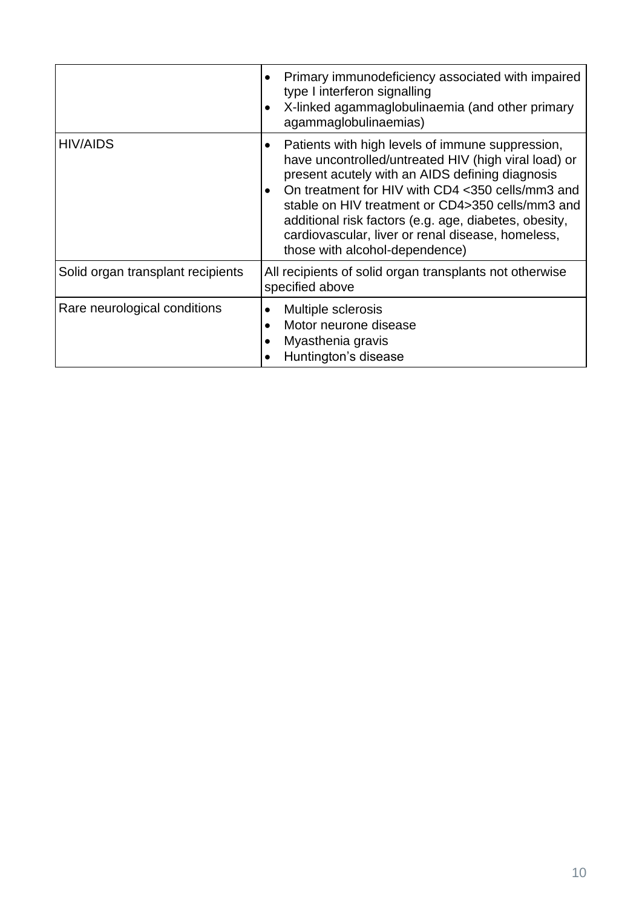| | |
|---|---|
| | • Primary immunodeficiency associated with impaired type I interferon signalling<br>• X-linked agammaglobulinaemia (and other primary agammaglobulinaemias) |
| HIV/AIDS | • Patients with high levels of immune suppression, have uncontrolled/untreated HIV (high viral load) or present acutely with an AIDS defining diagnosis<br>• On treatment for HIV with CD4 <350 cells/mm3 and stable on HIV treatment or CD4>350 cells/mm3 and additional risk factors (e.g. age, diabetes, obesity, cardiovascular, liver or renal disease, homeless, those with alcohol-dependence) |
| Solid organ transplant recipients | All recipients of solid organ transplants not otherwise specified above |
| Rare neurological conditions | • Multiple sclerosis<br>• Motor neurone disease<br>• Myasthenia gravis<br>• Huntington's disease |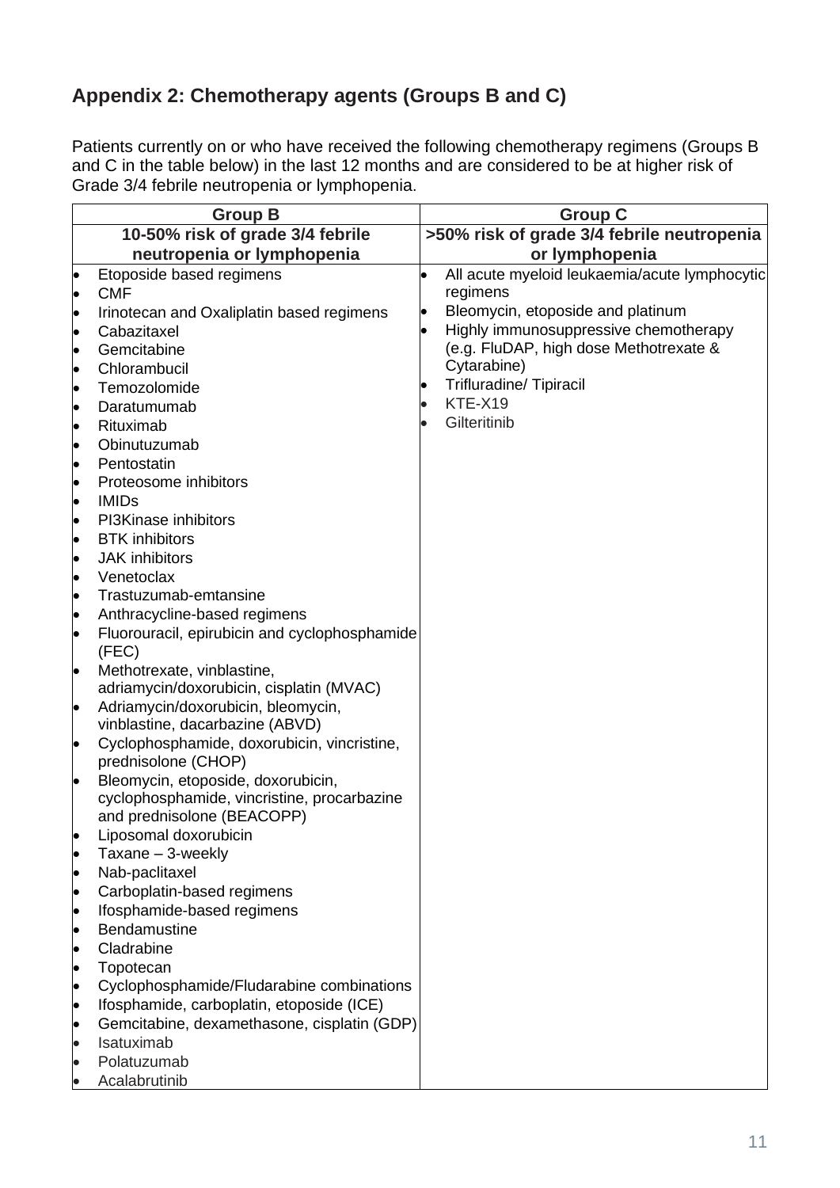## Appendix 2: Chemotherapy agents (Groups B and C)

Patients currently on or who have received the following chemotherapy regimens (Groups B and C in the table below) in the last 12 months and are considered to be at higher risk of Grade 3/4 febrile neutropenia or lymphopenia.

| Group B | Group C |
| --- | --- |
| **10-50% risk of grade 3/4 febrile neutropenia or lymphopenia** | **>50% risk of grade 3/4 febrile neutropenia or lymphopenia** |
| • Etoposide based regimens<br>• CMF<br>• Irinotecan and Oxaliplatin based regimens<br>• Cabazitaxel<br>• Gemcitabine<br>• Chlorambucil<br>• Temozolomide<br>• Daratumumab<br>• Rituximab<br>• Obinutuzumab<br>• Pentostatin<br>• Proteosome inhibitors<br>• IMIDs<br>• PI3Kinase inhibitors<br>• BTK inhibitors<br>• JAK inhibitors<br>• Venetoclax<br>• Trastuzumab-emtansine<br>• Anthracycline-based regimens<br>• Fluorouracil, epirubicin and cyclophosphamide (FEC)<br>• Methotrexate, vinblastine, adriamycin/doxorubicin, cisplatin (MVAC)<br>• Adriamycin/doxorubicin, bleomycin, vinblastine, dacarbazine (ABVD)<br>• Cyclophosphamide, doxorubicin, vincristine, prednisolone (CHOP)<br>• Bleomycin, etoposide, doxorubicin, cyclophosphamide, vincristine, procarbazine and prednisolone (BEACOPP)<br>• Liposomal doxorubicin<br>• Taxane – 3-weekly<br>• Nab-paclitaxel<br>• Carboplatin-based regimens<br>• Ifosphamide-based regimens<br>• Bendamustine<br>• Cladrabine<br>• Topotecan<br>• Cyclophosphamide/Fludarabine combinations<br>• Ifosphamide, carboplatin, etoposide (ICE)<br>• Gemcitabine, dexamethasone, cisplatin (GDP)<br>• Isatuximab<br>• Polatuzumab<br>• Acalabrutinib | • All acute myeloid leukaemia/acute lymphocytic regimens<br>• Bleomycin, etoposide and platinum<br>• Highly immunosuppressive chemotherapy (e.g. FluDAP, high dose Methotrexate & Cytarabine)<br>• Trifluradine/ Tipiracil<br>• KTE-X19<br>• Gilteritinib |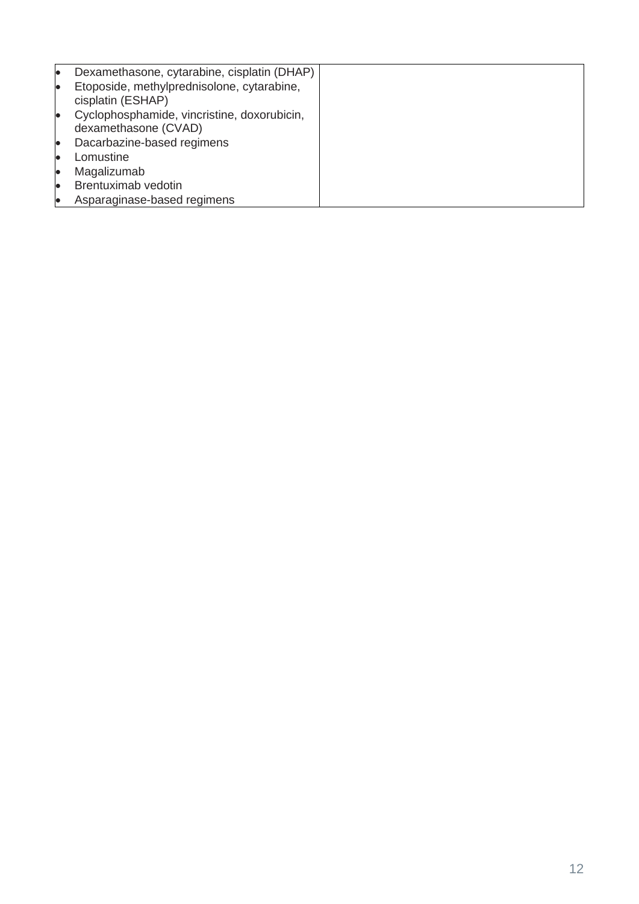| | |
|---|---|
| • Dexamethasone, cytarabine, cisplatin (DHAP)<br>• Etoposide, methylprednisolone, cytarabine, cisplatin (ESHAP)<br>• Cyclophosphamide, vincristine, doxorubicin, dexamethasone (CVAD)<br>• Dacarbazine-based regimens<br>• Lomustine<br>• Magalizumab<br>• Brentuximab vedotin<br>• Asparaginase-based regimens | |